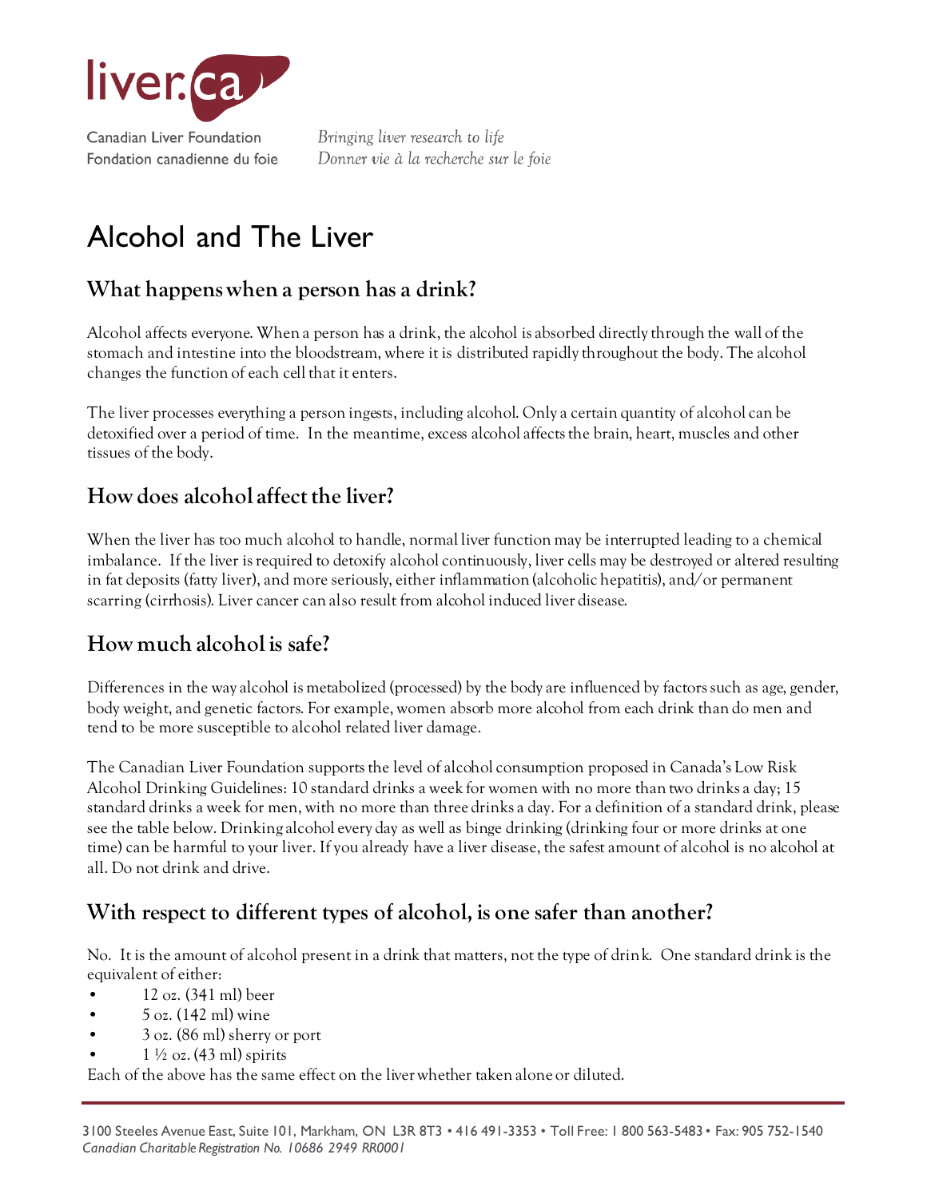liver.ca

Canadian Liver Foundation
Fondation canadienne du foie

*Bringing liver research to life*
*Donner vie à la recherche sur le foie*

# Alcohol and The Liver

## What happens when a person has a drink?

Alcohol affects everyone. When a person has a drink, the alcohol is absorbed directly through the wall of the stomach and intestine into the bloodstream, where it is distributed rapidly throughout the body. The alcohol changes the function of each cell that it enters.

The liver processes everything a person ingests, including alcohol. Only a certain quantity of alcohol can be detoxified over a period of time. In the meantime, excess alcohol affects the brain, heart, muscles and other tissues of the body.

## How does alcohol affect the liver?

When the liver has too much alcohol to handle, normal liver function may be interrupted leading to a chemical imbalance. If the liver is required to detoxify alcohol continuously, liver cells may be destroyed or altered resulting in fat deposits (fatty liver), and more seriously, either inflammation (alcoholic hepatitis), and/or permanent scarring (cirrhosis). Liver cancer can also result from alcohol induced liver disease.

## How much alcohol is safe?

Differences in the way alcohol is metabolized (processed) by the body are influenced by factors such as age, gender, body weight, and genetic factors. For example, women absorb more alcohol from each drink than do men and tend to be more susceptible to alcohol related liver damage.

The Canadian Liver Foundation supports the level of alcohol consumption proposed in Canada's Low Risk Alcohol Drinking Guidelines: 10 standard drinks a week for women with no more than two drinks a day; 15 standard drinks a week for men, with no more than three drinks a day. For a definition of a standard drink, please see the table below. Drinking alcohol every day as well as binge drinking (drinking four or more drinks at one time) can be harmful to your liver. If you already have a liver disease, the safest amount of alcohol is no alcohol at all. Do not drink and drive.

## With respect to different types of alcohol, is one safer than another?

No. It is the amount of alcohol present in a drink that matters, not the type of drink. One standard drink is the equivalent of either:

- 12 oz. (341 ml) beer
- 5 oz. (142 ml) wine
- 3 oz. (86 ml) sherry or port
- 1 ½ oz. (43 ml) spirits

Each of the above has the same effect on the liver whether taken alone or diluted.

3100 Steeles Avenue East, Suite 101, Markham, ON L3R 8T3 • 416 491-3353 • Toll Free: 1 800 563-5483 • Fax: 905 752-1540
*Canadian Charitable Registration No. 10686 2949 RR0001*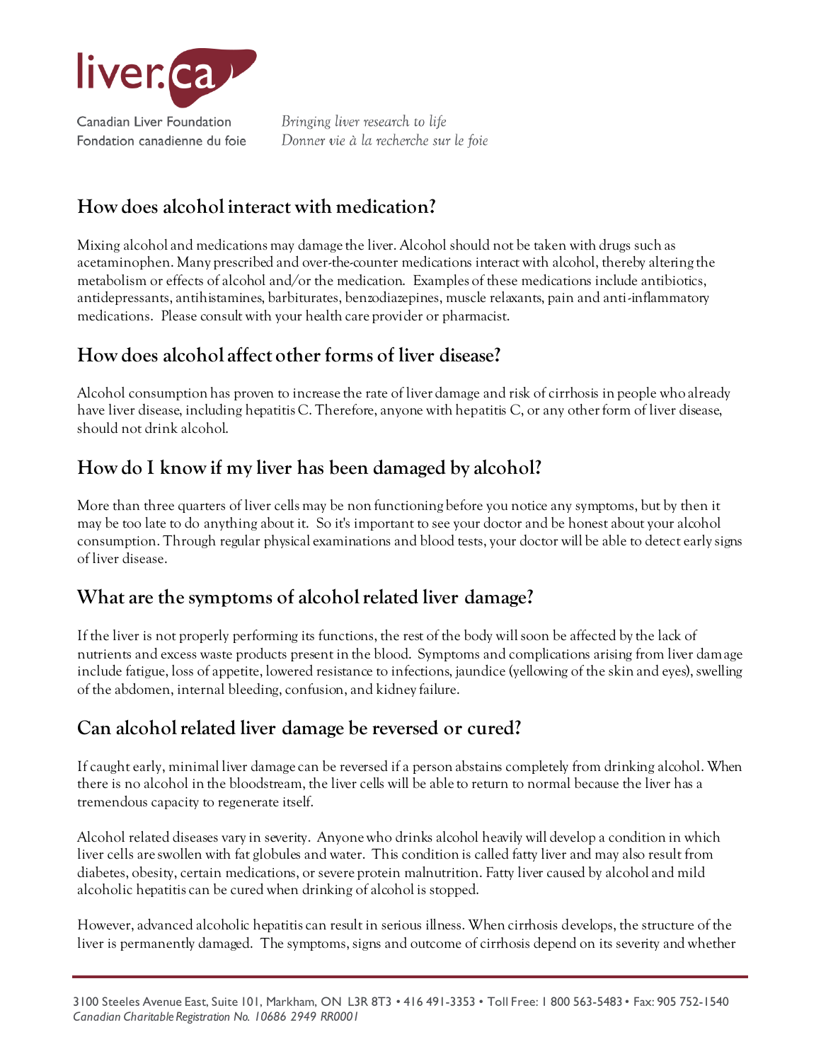## How does alcohol interact with medication?

Mixing alcohol and medications may damage the liver. Alcohol should not be taken with drugs such as acetaminophen. Many prescribed and over-the-counter medications interact with alcohol, thereby altering the metabolism or effects of alcohol and/or the medication. Examples of these medications include antibiotics, antidepressants, antihistamines, barbiturates, benzodiazepines, muscle relaxants, pain and anti-inflammatory medications. Please consult with your health care provider or pharmacist.

## How does alcohol affect other forms of liver disease?

Alcohol consumption has proven to increase the rate of liver damage and risk of cirrhosis in people who already have liver disease, including hepatitis C. Therefore, anyone with hepatitis C, or any other form of liver disease, should not drink alcohol.

## How do I know if my liver has been damaged by alcohol?

More than three quarters of liver cells may be non functioning before you notice any symptoms, but by then it may be too late to do anything about it. So it's important to see your doctor and be honest about your alcohol consumption. Through regular physical examinations and blood tests, your doctor will be able to detect early signs of liver disease.

## What are the symptoms of alcohol related liver damage?

If the liver is not properly performing its functions, the rest of the body will soon be affected by the lack of nutrients and excess waste products present in the blood. Symptoms and complications arising from liver damage include fatigue, loss of appetite, lowered resistance to infections, jaundice (yellowing of the skin and eyes), swelling of the abdomen, internal bleeding, confusion, and kidney failure.

## Can alcohol related liver damage be reversed or cured?

If caught early, minimal liver damage can be reversed if a person abstains completely from drinking alcohol. When there is no alcohol in the bloodstream, the liver cells will be able to return to normal because the liver has a tremendous capacity to regenerate itself.

Alcohol related diseases vary in severity. Anyone who drinks alcohol heavily will develop a condition in which liver cells are swollen with fat globules and water. This condition is called fatty liver and may also result from diabetes, obesity, certain medications, or severe protein malnutrition. Fatty liver caused by alcohol and mild alcoholic hepatitis can be cured when drinking of alcohol is stopped.

However, advanced alcoholic hepatitis can result in serious illness. When cirrhosis develops, the structure of the liver is permanently damaged. The symptoms, signs and outcome of cirrhosis depend on its severity and whether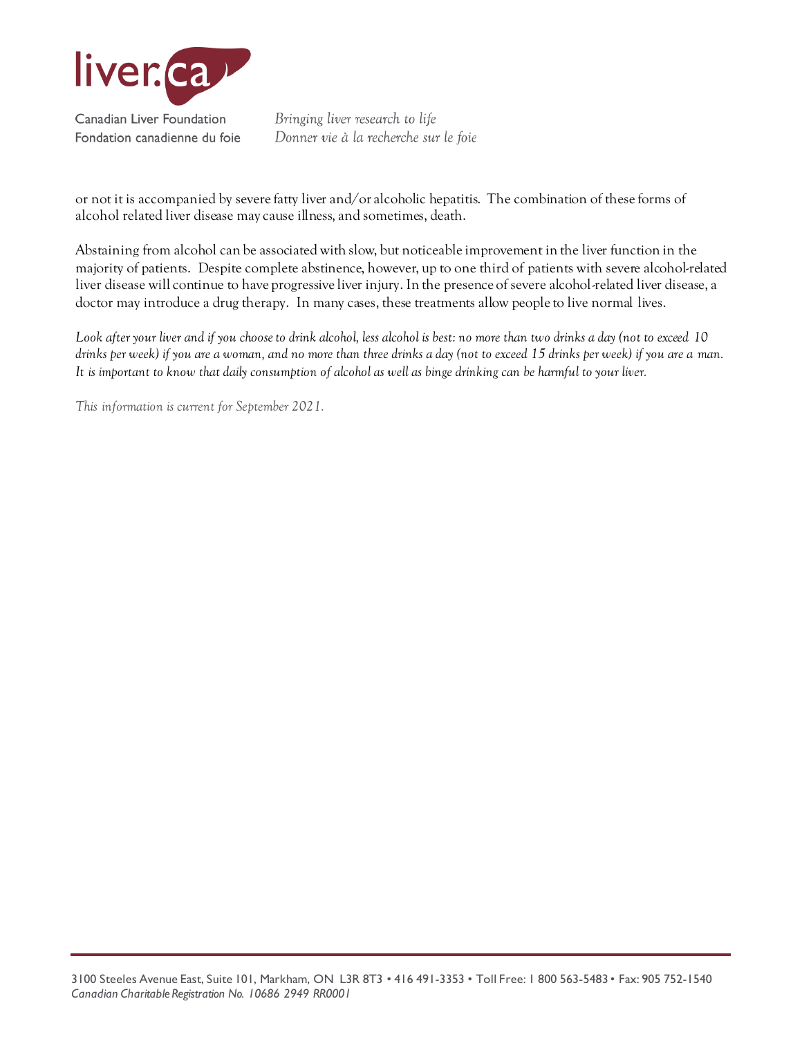or not it is accompanied by severe fatty liver and/or alcoholic hepatitis. The combination of these forms of alcohol related liver disease may cause illness, and sometimes, death.

Abstaining from alcohol can be associated with slow, but noticeable improvement in the liver function in the majority of patients. Despite complete abstinence, however, up to one third of patients with severe alcohol-related liver disease will continue to have progressive liver injury. In the presence of severe alcohol-related liver disease, a doctor may introduce a drug therapy. In many cases, these treatments allow people to live normal lives.

*Look after your liver and if you choose to drink alcohol, less alcohol is best: no more than two drinks a day (not to exceed 10 drinks per week) if you are a woman, and no more than three drinks a day (not to exceed 15 drinks per week) if you are a man. It is important to know that daily consumption of alcohol as well as binge drinking can be harmful to your liver.*

*This information is current for September 2021.*